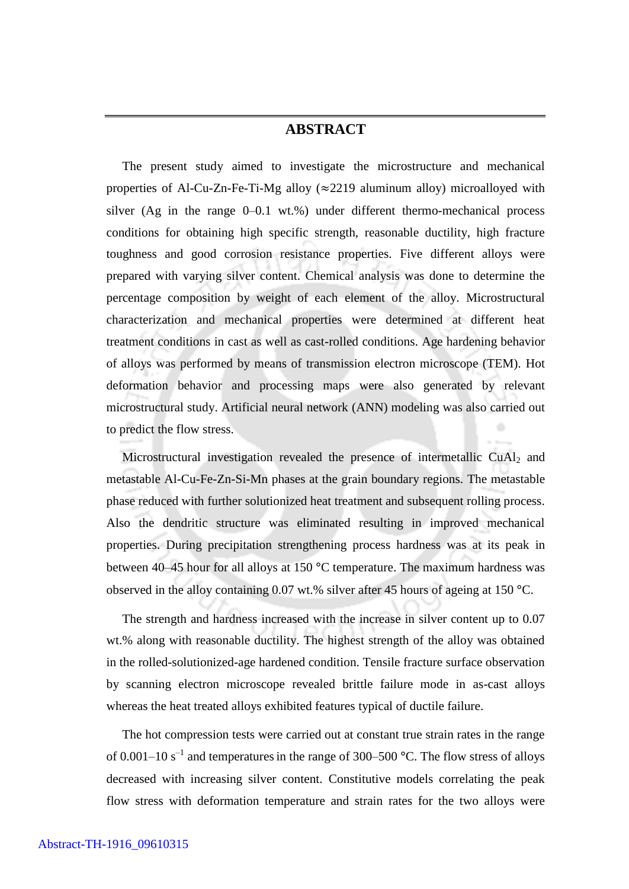# ABSTRACT

The present study aimed to investigate the microstructure and mechanical properties of Al-Cu-Zn-Fe-Ti-Mg alloy (≈2219 aluminum alloy) microalloyed with silver (Ag in the range 0–0.1 wt.%) under different thermo-mechanical process conditions for obtaining high specific strength, reasonable ductility, high fracture toughness and good corrosion resistance properties. Five different alloys were prepared with varying silver content. Chemical analysis was done to determine the percentage composition by weight of each element of the alloy. Microstructural characterization and mechanical properties were determined at different heat treatment conditions in cast as well as cast-rolled conditions. Age hardening behavior of alloys was performed by means of transmission electron microscope (TEM). Hot deformation behavior and processing maps were also generated by relevant microstructural study. Artificial neural network (ANN) modeling was also carried out to predict the flow stress.

Microstructural investigation revealed the presence of intermetallic $CuAl_2$ and metastable Al-Cu-Fe-Zn-Si-Mn phases at the grain boundary regions. The metastable phase reduced with further solutionized heat treatment and subsequent rolling process. Also the dendritic structure was eliminated resulting in improved mechanical properties. During precipitation strengthening process hardness was at its peak in between 40–45 hour for all alloys at 150 °C temperature. The maximum hardness was observed in the alloy containing 0.07 wt.% silver after 45 hours of ageing at 150 °C.

The strength and hardness increased with the increase in silver content up to 0.07 wt.% along with reasonable ductility. The highest strength of the alloy was obtained in the rolled-solutionized-age hardened condition. Tensile fracture surface observation by scanning electron microscope revealed brittle failure mode in as-cast alloys whereas the heat treated alloys exhibited features typical of ductile failure.

The hot compression tests were carried out at constant true strain rates in the range of 0.001–10 $s^{-1}$ and temperatures in the range of 300–500 °C. The flow stress of alloys decreased with increasing silver content. Constitutive models correlating the peak flow stress with deformation temperature and strain rates for the two alloys were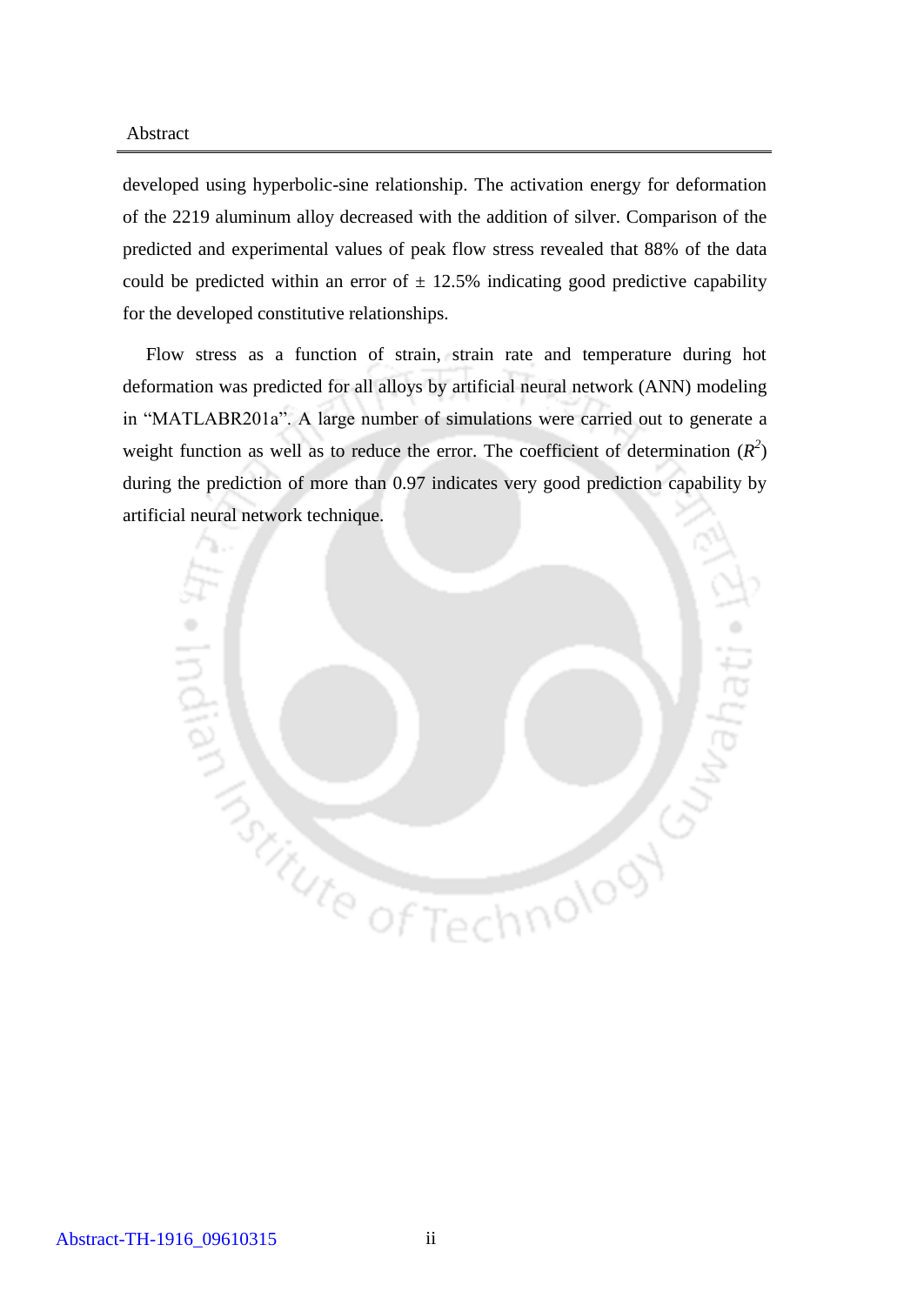developed using hyperbolic-sine relationship. The activation energy for deformation of the 2219 aluminum alloy decreased with the addition of silver. Comparison of the predicted and experimental values of peak flow stress revealed that 88% of the data could be predicted within an error of ± 12.5% indicating good predictive capability for the developed constitutive relationships.

Flow stress as a function of strain, strain rate and temperature during hot deformation was predicted for all alloys by artificial neural network (ANN) modeling in "MATLABR201a". A large number of simulations were carried out to generate a weight function as well as to reduce the error. The coefficient of determination ($R^2$) during the prediction of more than 0.97 indicates very good prediction capability by artificial neural network technique.